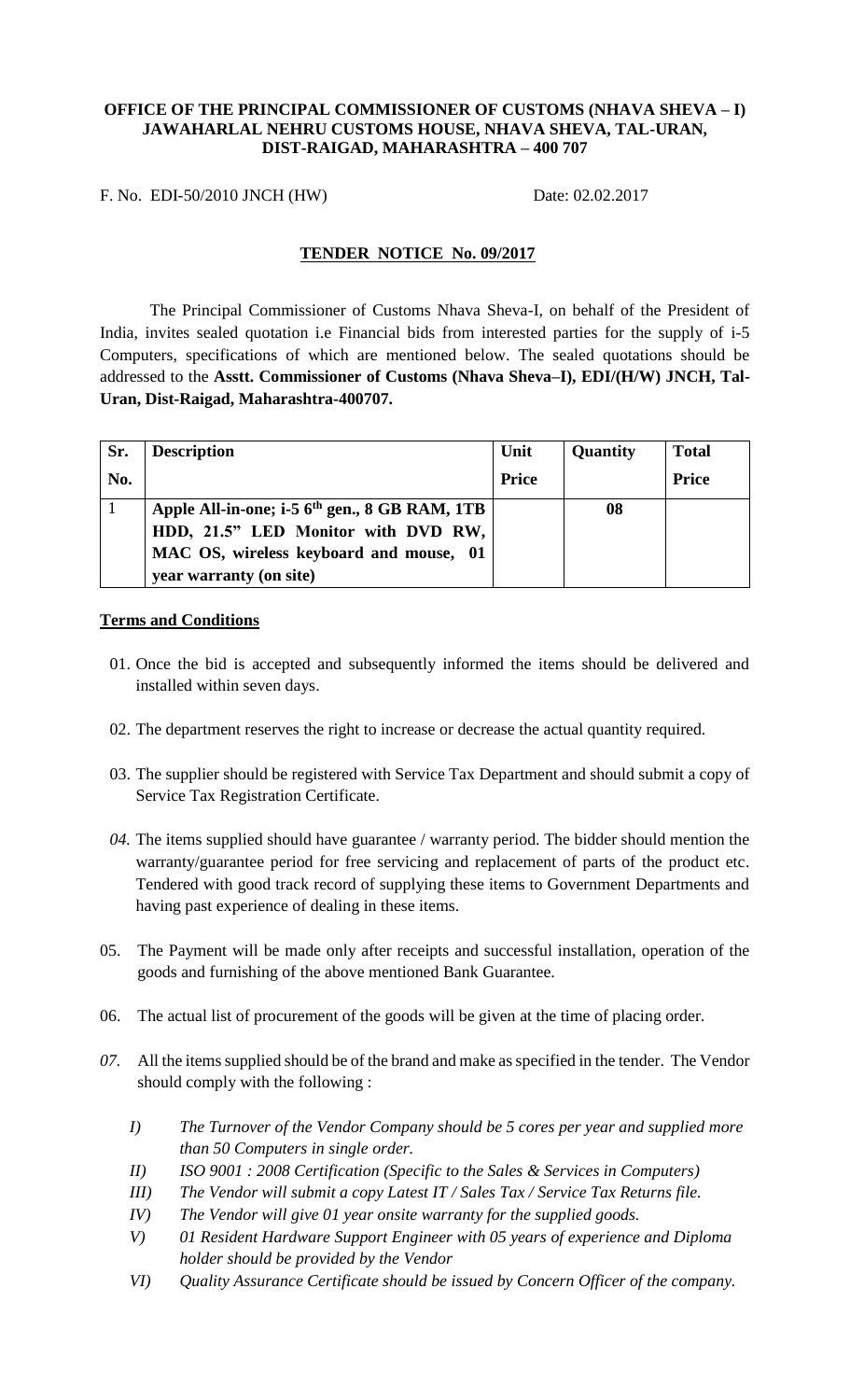**OFFICE OF THE PRINCIPAL COMMISSIONER OF CUSTOMS (NHAVA SHEVA – I)**
**JAWAHARLAL NEHRU CUSTOMS HOUSE, NHAVA SHEVA, TAL-URAN,**
**DIST-RAIGAD, MAHARASHTRA – 400 707**

F. No. EDI-50/2010 JNCH (HW) Date: 02.02.2017

## TENDER NOTICE No. 09/2017

The Principal Commissioner of Customs Nhava Sheva-I, on behalf of the President of India, invites sealed quotation i.e Financial bids from interested parties for the supply of i-5 Computers, specifications of which are mentioned below. The sealed quotations should be addressed to the **Asstt. Commissioner of Customs (Nhava Sheva–I), EDI/(H/W) JNCH, Tal-Uran, Dist-Raigad, Maharashtra-400707.**

| Sr. No. | Description | Unit Price | Quantity | Total Price |
|---|---|---|---|---|
| 1 | **Apple All-in-one; i-5 6th gen., 8 GB RAM, 1TB HDD, 21.5" LED Monitor with DVD RW, MAC OS, wireless keyboard and mouse, 01 year warranty (on site)** | | **08** | |

**Terms and Conditions**

01. Once the bid is accepted and subsequently informed the items should be delivered and installed within seven days.

02. The department reserves the right to increase or decrease the actual quantity required.

03. The supplier should be registered with Service Tax Department and should submit a copy of Service Tax Registration Certificate.

*04.* The items supplied should have guarantee / warranty period. The bidder should mention the warranty/guarantee period for free servicing and replacement of parts of the product etc. Tendered with good track record of supplying these items to Government Departments and having past experience of dealing in these items.

05. The Payment will be made only after receipts and successful installation, operation of the goods and furnishing of the above mentioned Bank Guarantee.

06. The actual list of procurement of the goods will be given at the time of placing order.

*07.* All the items supplied should be of the brand and make as specified in the tender. The Vendor should comply with the following :

*I) The Turnover of the Vendor Company should be 5 cores per year and supplied more than 50 Computers in single order.*
*II) ISO 9001 : 2008 Certification (Specific to the Sales & Services in Computers)*
*III) The Vendor will submit a copy Latest IT / Sales Tax / Service Tax Returns file.*
*IV) The Vendor will give 01 year onsite warranty for the supplied goods.*
*V) 01 Resident Hardware Support Engineer with 05 years of experience and Diploma holder should be provided by the Vendor*
*VI) Quality Assurance Certificate should be issued by Concern Officer of the company.*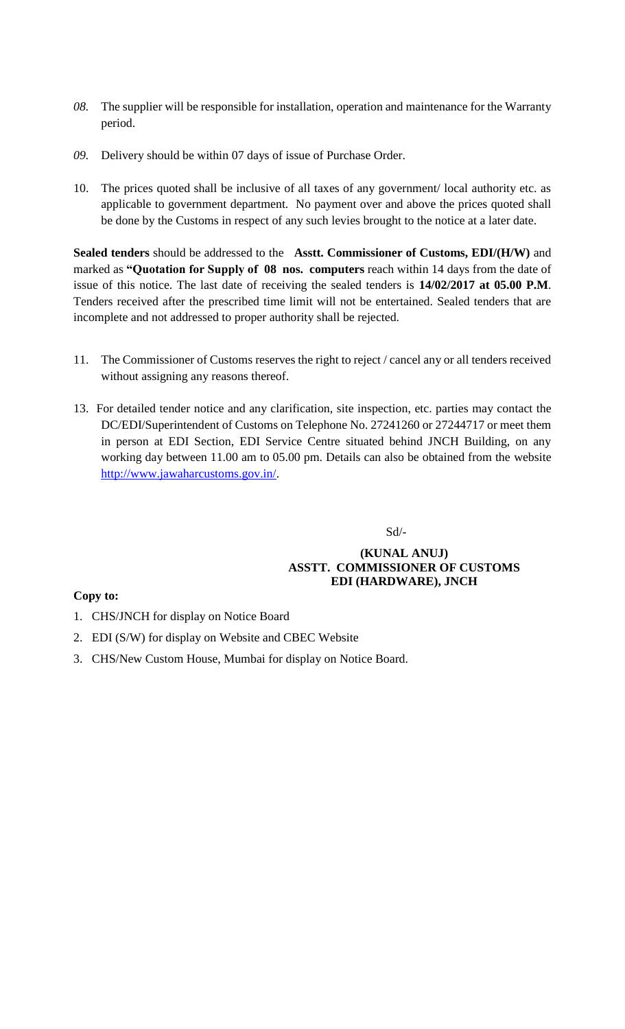*08.* The supplier will be responsible for installation, operation and maintenance for the Warranty period.

*09.* Delivery should be within 07 days of issue of Purchase Order.

10. The prices quoted shall be inclusive of all taxes of any government/ local authority etc. as applicable to government department. No payment over and above the prices quoted shall be done by the Customs in respect of any such levies brought to the notice at a later date.

**Sealed tenders** should be addressed to the **Asstt. Commissioner of Customs, EDI/(H/W)** and marked as **"Quotation for Supply of 08 nos. computers** reach within 14 days from the date of issue of this notice. The last date of receiving the sealed tenders is **14/02/2017 at 05.00 P.M**. Tenders received after the prescribed time limit will not be entertained. Sealed tenders that are incomplete and not addressed to proper authority shall be rejected.

11. The Commissioner of Customs reserves the right to reject / cancel any or all tenders received without assigning any reasons thereof.

13. For detailed tender notice and any clarification, site inspection, etc. parties may contact the DC/EDI/Superintendent of Customs on Telephone No. 27241260 or 27244717 or meet them in person at EDI Section, EDI Service Centre situated behind JNCH Building, on any working day between 11.00 am to 05.00 pm. Details can also be obtained from the website http://www.jawaharcustoms.gov.in/.

Sd/-

**(KUNAL ANUJ)**
**ASSTT. COMMISSIONER OF CUSTOMS**
**EDI (HARDWARE), JNCH**

**Copy to:**

1. CHS/JNCH for display on Notice Board
2. EDI (S/W) for display on Website and CBEC Website
3. CHS/New Custom House, Mumbai for display on Notice Board.